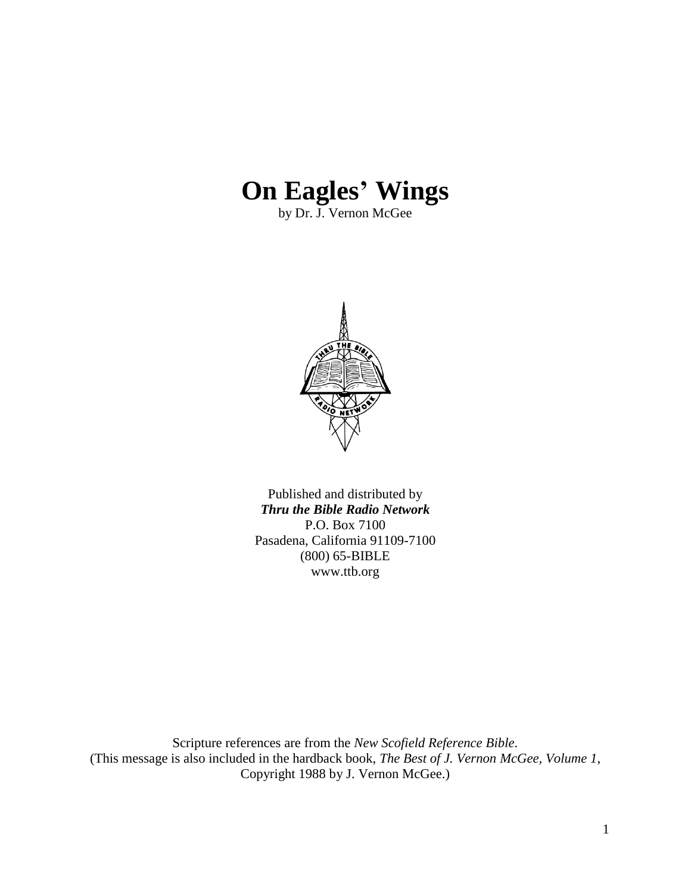# On Eagles' Wings

by Dr. J. Vernon McGee

Published and distributed by
***Thru the Bible Radio Network***
P.O. Box 7100
Pasadena, California 91109-7100
(800) 65-BIBLE
www.ttb.org

Scripture references are from the *New Scofield Reference Bible*.
(This message is also included in the hardback book, *The Best of J. Vernon McGee, Volume 1*, Copyright 1988 by J. Vernon McGee.)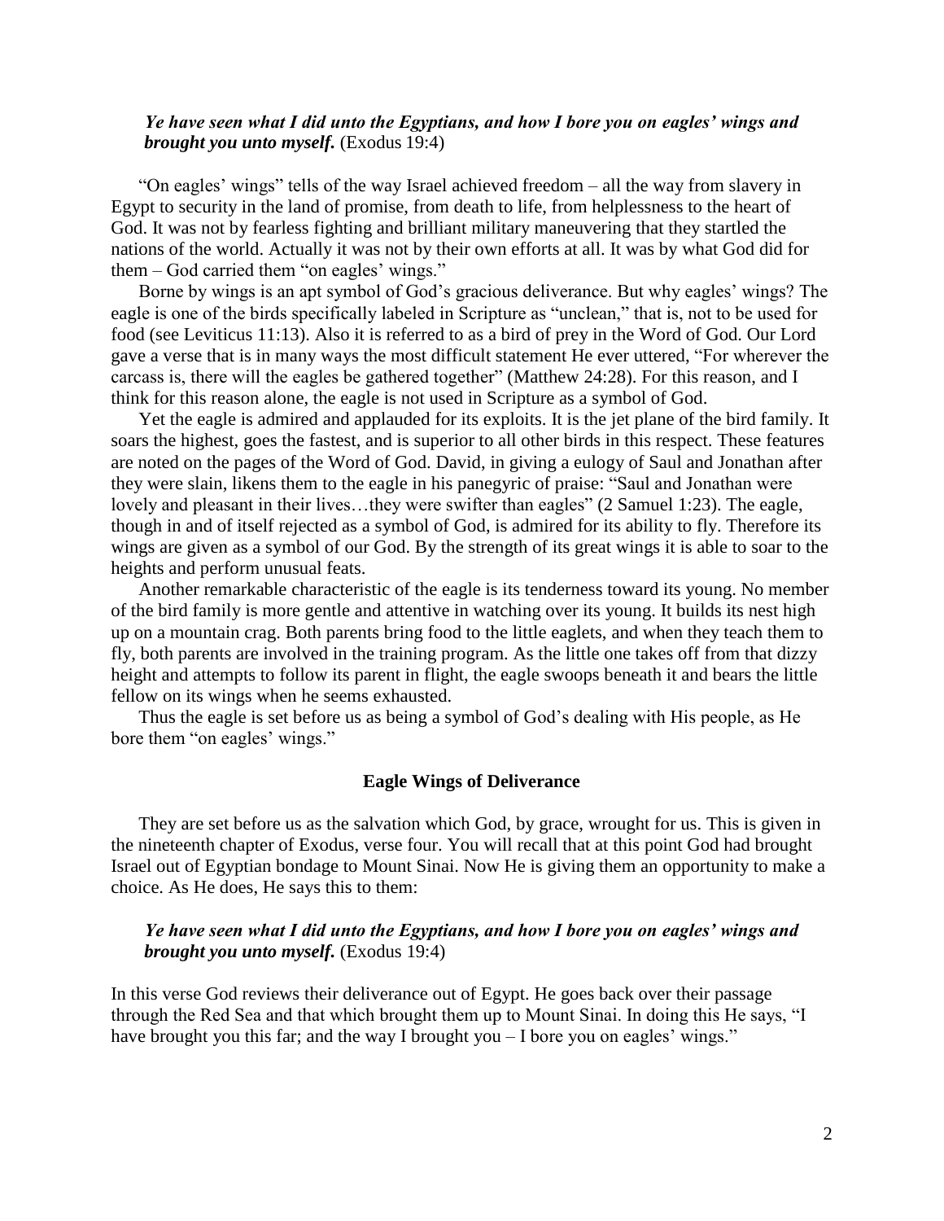*Ye have seen what I did unto the Egyptians, and how I bore you on eagles' wings and brought you unto myself.* (Exodus 19:4)

"On eagles' wings" tells of the way Israel achieved freedom – all the way from slavery in Egypt to security in the land of promise, from death to life, from helplessness to the heart of God. It was not by fearless fighting and brilliant military maneuvering that they startled the nations of the world. Actually it was not by their own efforts at all. It was by what God did for them – God carried them "on eagles' wings."

Borne by wings is an apt symbol of God's gracious deliverance. But why eagles' wings? The eagle is one of the birds specifically labeled in Scripture as "unclean," that is, not to be used for food (see Leviticus 11:13). Also it is referred to as a bird of prey in the Word of God. Our Lord gave a verse that is in many ways the most difficult statement He ever uttered, "For wherever the carcass is, there will the eagles be gathered together" (Matthew 24:28). For this reason, and I think for this reason alone, the eagle is not used in Scripture as a symbol of God.

Yet the eagle is admired and applauded for its exploits. It is the jet plane of the bird family. It soars the highest, goes the fastest, and is superior to all other birds in this respect. These features are noted on the pages of the Word of God. David, in giving a eulogy of Saul and Jonathan after they were slain, likens them to the eagle in his panegyric of praise: "Saul and Jonathan were lovely and pleasant in their lives…they were swifter than eagles" (2 Samuel 1:23). The eagle, though in and of itself rejected as a symbol of God, is admired for its ability to fly. Therefore its wings are given as a symbol of our God. By the strength of its great wings it is able to soar to the heights and perform unusual feats.

Another remarkable characteristic of the eagle is its tenderness toward its young. No member of the bird family is more gentle and attentive in watching over its young. It builds its nest high up on a mountain crag. Both parents bring food to the little eaglets, and when they teach them to fly, both parents are involved in the training program. As the little one takes off from that dizzy height and attempts to follow its parent in flight, the eagle swoops beneath it and bears the little fellow on its wings when he seems exhausted.

Thus the eagle is set before us as being a symbol of God's dealing with His people, as He bore them "on eagles' wings."

## Eagle Wings of Deliverance

They are set before us as the salvation which God, by grace, wrought for us. This is given in the nineteenth chapter of Exodus, verse four. You will recall that at this point God had brought Israel out of Egyptian bondage to Mount Sinai. Now He is giving them an opportunity to make a choice. As He does, He says this to them:

*Ye have seen what I did unto the Egyptians, and how I bore you on eagles' wings and brought you unto myself.* (Exodus 19:4)

In this verse God reviews their deliverance out of Egypt. He goes back over their passage through the Red Sea and that which brought them up to Mount Sinai. In doing this He says, "I have brought you this far; and the way I brought you – I bore you on eagles' wings."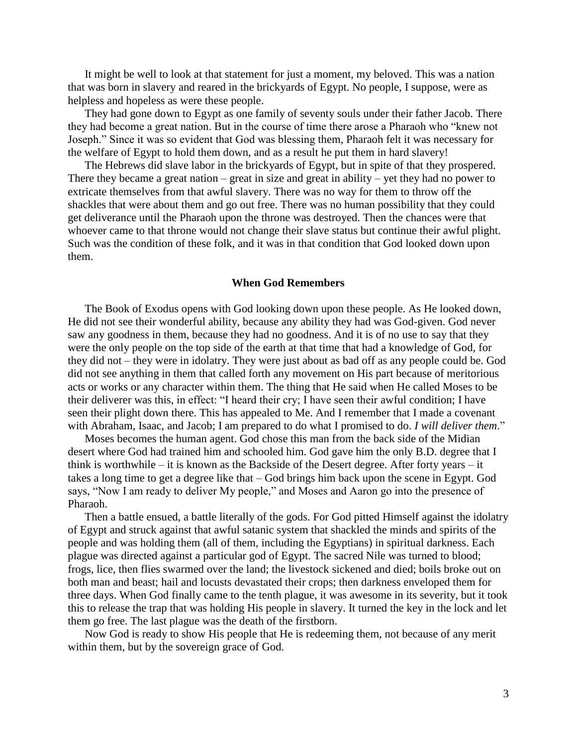It might be well to look at that statement for just a moment, my beloved. This was a nation that was born in slavery and reared in the brickyards of Egypt. No people, I suppose, were as helpless and hopeless as were these people.

They had gone down to Egypt as one family of seventy souls under their father Jacob. There they had become a great nation. But in the course of time there arose a Pharaoh who "knew not Joseph." Since it was so evident that God was blessing them, Pharaoh felt it was necessary for the welfare of Egypt to hold them down, and as a result he put them in hard slavery!

The Hebrews did slave labor in the brickyards of Egypt, but in spite of that they prospered. There they became a great nation – great in size and great in ability – yet they had no power to extricate themselves from that awful slavery. There was no way for them to throw off the shackles that were about them and go out free. There was no human possibility that they could get deliverance until the Pharaoh upon the throne was destroyed. Then the chances were that whoever came to that throne would not change their slave status but continue their awful plight. Such was the condition of these folk, and it was in that condition that God looked down upon them.

### When God Remembers

The Book of Exodus opens with God looking down upon these people. As He looked down, He did not see their wonderful ability, because any ability they had was God-given. God never saw any goodness in them, because they had no goodness. And it is of no use to say that they were the only people on the top side of the earth at that time that had a knowledge of God, for they did not – they were in idolatry. They were just about as bad off as any people could be. God did not see anything in them that called forth any movement on His part because of meritorious acts or works or any character within them. The thing that He said when He called Moses to be their deliverer was this, in effect: "I heard their cry; I have seen their awful condition; I have seen their plight down there. This has appealed to Me. And I remember that I made a covenant with Abraham, Isaac, and Jacob; I am prepared to do what I promised to do. *I will deliver them*."

Moses becomes the human agent. God chose this man from the back side of the Midian desert where God had trained him and schooled him. God gave him the only B.D. degree that I think is worthwhile – it is known as the Backside of the Desert degree. After forty years – it takes a long time to get a degree like that – God brings him back upon the scene in Egypt. God says, "Now I am ready to deliver My people," and Moses and Aaron go into the presence of Pharaoh.

Then a battle ensued, a battle literally of the gods. For God pitted Himself against the idolatry of Egypt and struck against that awful satanic system that shackled the minds and spirits of the people and was holding them (all of them, including the Egyptians) in spiritual darkness. Each plague was directed against a particular god of Egypt. The sacred Nile was turned to blood; frogs, lice, then flies swarmed over the land; the livestock sickened and died; boils broke out on both man and beast; hail and locusts devastated their crops; then darkness enveloped them for three days. When God finally came to the tenth plague, it was awesome in its severity, but it took this to release the trap that was holding His people in slavery. It turned the key in the lock and let them go free. The last plague was the death of the firstborn.

Now God is ready to show His people that He is redeeming them, not because of any merit within them, but by the sovereign grace of God.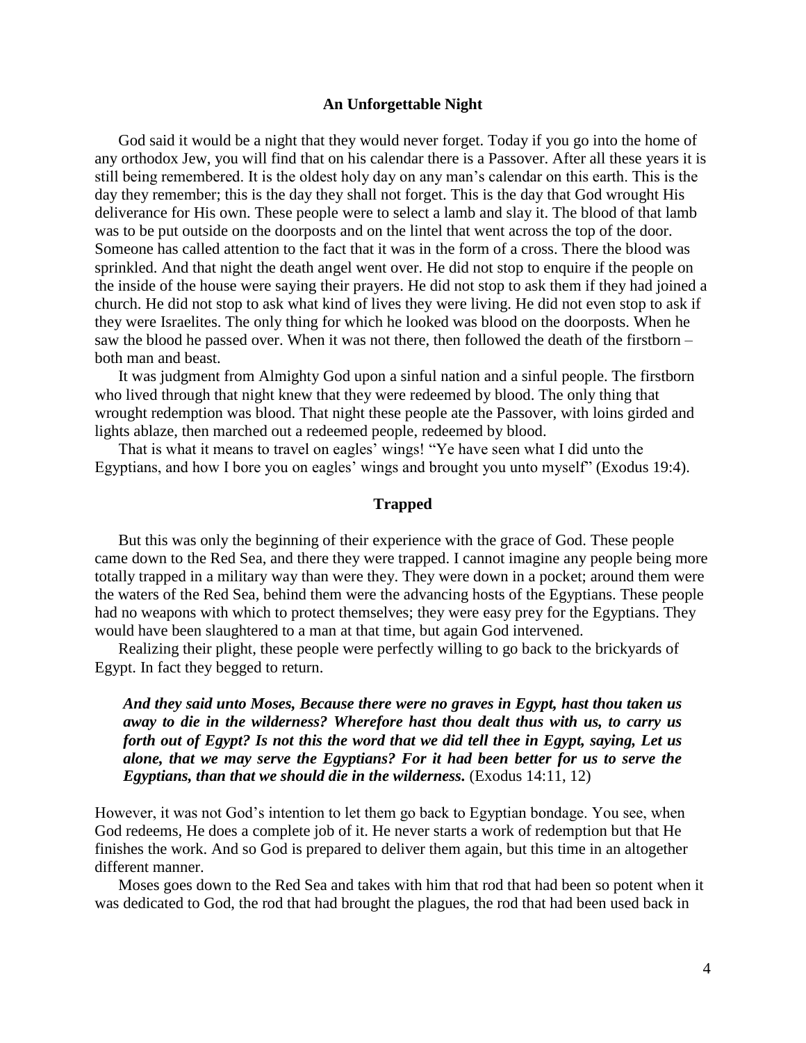### An Unforgettable Night

God said it would be a night that they would never forget. Today if you go into the home of any orthodox Jew, you will find that on his calendar there is a Passover. After all these years it is still being remembered. It is the oldest holy day on any man's calendar on this earth. This is the day they remember; this is the day they shall not forget. This is the day that God wrought His deliverance for His own. These people were to select a lamb and slay it. The blood of that lamb was to be put outside on the doorposts and on the lintel that went across the top of the door. Someone has called attention to the fact that it was in the form of a cross. There the blood was sprinkled. And that night the death angel went over. He did not stop to enquire if the people on the inside of the house were saying their prayers. He did not stop to ask them if they had joined a church. He did not stop to ask what kind of lives they were living. He did not even stop to ask if they were Israelites. The only thing for which he looked was blood on the doorposts. When he saw the blood he passed over. When it was not there, then followed the death of the firstborn – both man and beast.

It was judgment from Almighty God upon a sinful nation and a sinful people. The firstborn who lived through that night knew that they were redeemed by blood. The only thing that wrought redemption was blood. That night these people ate the Passover, with loins girded and lights ablaze, then marched out a redeemed people, redeemed by blood.

That is what it means to travel on eagles' wings! "Ye have seen what I did unto the Egyptians, and how I bore you on eagles' wings and brought you unto myself" (Exodus 19:4).

### Trapped

But this was only the beginning of their experience with the grace of God. These people came down to the Red Sea, and there they were trapped. I cannot imagine any people being more totally trapped in a military way than were they. They were down in a pocket; around them were the waters of the Red Sea, behind them were the advancing hosts of the Egyptians. These people had no weapons with which to protect themselves; they were easy prey for the Egyptians. They would have been slaughtered to a man at that time, but again God intervened.

Realizing their plight, these people were perfectly willing to go back to the brickyards of Egypt. In fact they begged to return.

> ***And they said unto Moses, Because there were no graves in Egypt, hast thou taken us away to die in the wilderness? Wherefore hast thou dealt thus with us, to carry us forth out of Egypt? Is not this the word that we did tell thee in Egypt, saying, Let us alone, that we may serve the Egyptians? For it had been better for us to serve the Egyptians, than that we should die in the wilderness.*** (Exodus 14:11, 12)

However, it was not God's intention to let them go back to Egyptian bondage. You see, when God redeems, He does a complete job of it. He never starts a work of redemption but that He finishes the work. And so God is prepared to deliver them again, but this time in an altogether different manner.

Moses goes down to the Red Sea and takes with him that rod that had been so potent when it was dedicated to God, the rod that had brought the plagues, the rod that had been used back in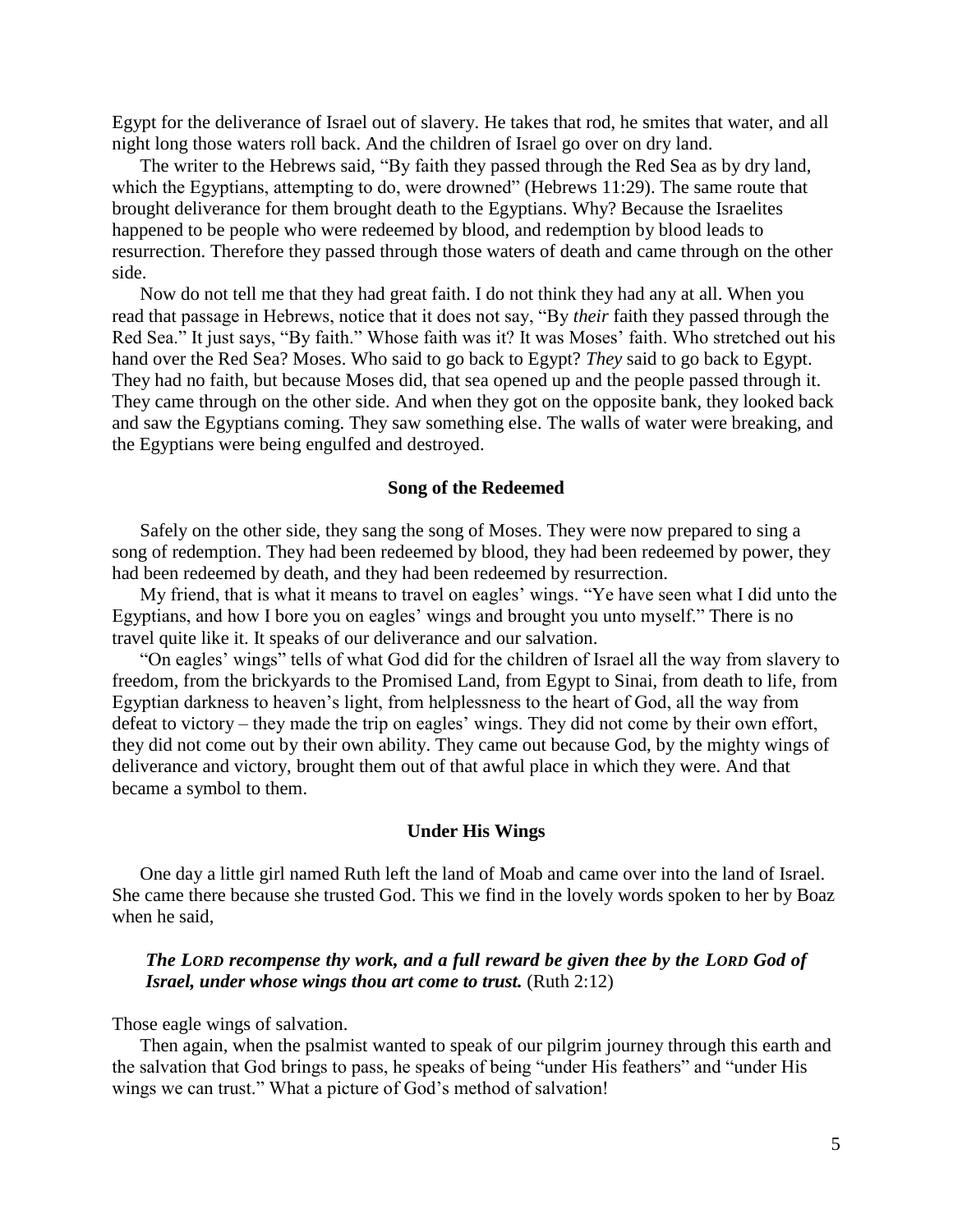Egypt for the deliverance of Israel out of slavery. He takes that rod, he smites that water, and all night long those waters roll back. And the children of Israel go over on dry land.

The writer to the Hebrews said, "By faith they passed through the Red Sea as by dry land, which the Egyptians, attempting to do, were drowned" (Hebrews 11:29). The same route that brought deliverance for them brought death to the Egyptians. Why? Because the Israelites happened to be people who were redeemed by blood, and redemption by blood leads to resurrection. Therefore they passed through those waters of death and came through on the other side.

Now do not tell me that they had great faith. I do not think they had any at all. When you read that passage in Hebrews, notice that it does not say, "By *their* faith they passed through the Red Sea." It just says, "By faith." Whose faith was it? It was Moses' faith. Who stretched out his hand over the Red Sea? Moses. Who said to go back to Egypt? *They* said to go back to Egypt. They had no faith, but because Moses did, that sea opened up and the people passed through it. They came through on the other side. And when they got on the opposite bank, they looked back and saw the Egyptians coming. They saw something else. The walls of water were breaking, and the Egyptians were being engulfed and destroyed.

### Song of the Redeemed

Safely on the other side, they sang the song of Moses. They were now prepared to sing a song of redemption. They had been redeemed by blood, they had been redeemed by power, they had been redeemed by death, and they had been redeemed by resurrection.

My friend, that is what it means to travel on eagles' wings. "Ye have seen what I did unto the Egyptians, and how I bore you on eagles' wings and brought you unto myself." There is no travel quite like it. It speaks of our deliverance and our salvation.

"On eagles' wings" tells of what God did for the children of Israel all the way from slavery to freedom, from the brickyards to the Promised Land, from Egypt to Sinai, from death to life, from Egyptian darkness to heaven's light, from helplessness to the heart of God, all the way from defeat to victory – they made the trip on eagles' wings. They did not come by their own effort, they did not come out by their own ability. They came out because God, by the mighty wings of deliverance and victory, brought them out of that awful place in which they were. And that became a symbol to them.

### Under His Wings

One day a little girl named Ruth left the land of Moab and came over into the land of Israel. She came there because she trusted God. This we find in the lovely words spoken to her by Boaz when he said,

> ***The LORD recompense thy work, and a full reward be given thee by the LORD God of Israel, under whose wings thou art come to trust.*** (Ruth 2:12)

Those eagle wings of salvation.

Then again, when the psalmist wanted to speak of our pilgrim journey through this earth and the salvation that God brings to pass, he speaks of being "under His feathers" and "under His wings we can trust." What a picture of God's method of salvation!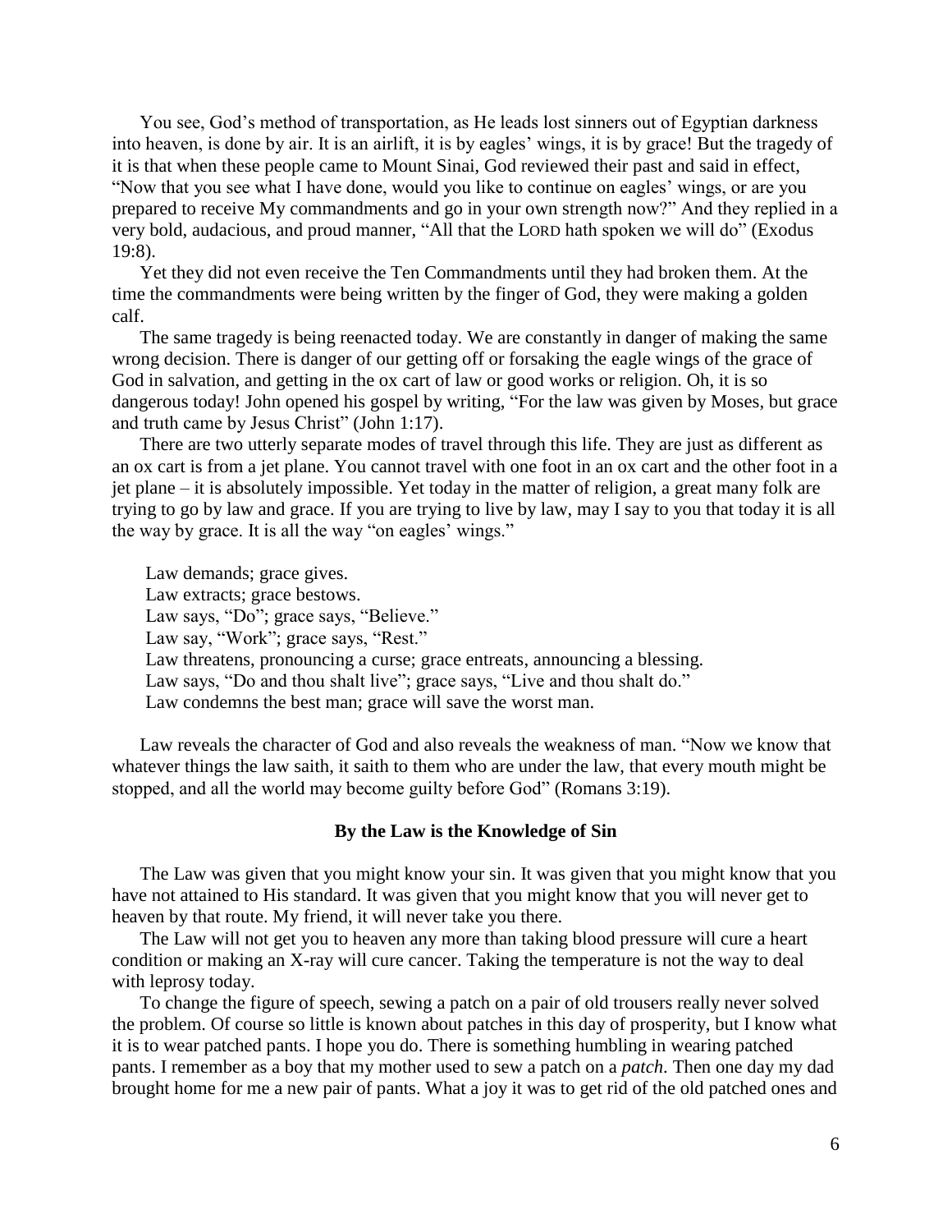You see, God's method of transportation, as He leads lost sinners out of Egyptian darkness into heaven, is done by air. It is an airlift, it is by eagles' wings, it is by grace! But the tragedy of it is that when these people came to Mount Sinai, God reviewed their past and said in effect, "Now that you see what I have done, would you like to continue on eagles' wings, or are you prepared to receive My commandments and go in your own strength now?" And they replied in a very bold, audacious, and proud manner, "All that the LORD hath spoken we will do" (Exodus 19:8).

Yet they did not even receive the Ten Commandments until they had broken them. At the time the commandments were being written by the finger of God, they were making a golden calf.

The same tragedy is being reenacted today. We are constantly in danger of making the same wrong decision. There is danger of our getting off or forsaking the eagle wings of the grace of God in salvation, and getting in the ox cart of law or good works or religion. Oh, it is so dangerous today! John opened his gospel by writing, "For the law was given by Moses, but grace and truth came by Jesus Christ" (John 1:17).

There are two utterly separate modes of travel through this life. They are just as different as an ox cart is from a jet plane. You cannot travel with one foot in an ox cart and the other foot in a jet plane – it is absolutely impossible. Yet today in the matter of religion, a great many folk are trying to go by law and grace. If you are trying to live by law, may I say to you that today it is all the way by grace. It is all the way "on eagles' wings."

Law demands; grace gives.  
Law extracts; grace bestows.  
Law says, "Do"; grace says, "Believe."  
Law say, "Work"; grace says, "Rest."  
Law threatens, pronouncing a curse; grace entreats, announcing a blessing.  
Law says, "Do and thou shalt live"; grace says, "Live and thou shalt do."  
Law condemns the best man; grace will save the worst man.

Law reveals the character of God and also reveals the weakness of man. "Now we know that whatever things the law saith, it saith to them who are under the law, that every mouth might be stopped, and all the world may become guilty before God" (Romans 3:19).

### By the Law is the Knowledge of Sin

The Law was given that you might know your sin. It was given that you might know that you have not attained to His standard. It was given that you might know that you will never get to heaven by that route. My friend, it will never take you there.

The Law will not get you to heaven any more than taking blood pressure will cure a heart condition or making an X-ray will cure cancer. Taking the temperature is not the way to deal with leprosy today.

To change the figure of speech, sewing a patch on a pair of old trousers really never solved the problem. Of course so little is known about patches in this day of prosperity, but I know what it is to wear patched pants. I hope you do. There is something humbling in wearing patched pants. I remember as a boy that my mother used to sew a patch on a *patch*. Then one day my dad brought home for me a new pair of pants. What a joy it was to get rid of the old patched ones and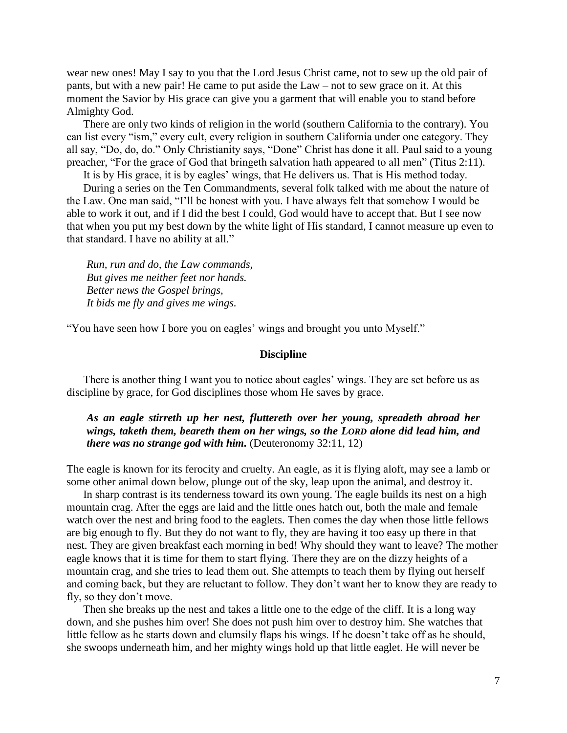wear new ones! May I say to you that the Lord Jesus Christ came, not to sew up the old pair of pants, but with a new pair! He came to put aside the Law – not to sew grace on it. At this moment the Savior by His grace can give you a garment that will enable you to stand before Almighty God.

There are only two kinds of religion in the world (southern California to the contrary). You can list every "ism," every cult, every religion in southern California under one category. They all say, "Do, do, do." Only Christianity says, "Done" Christ has done it all. Paul said to a young preacher, "For the grace of God that bringeth salvation hath appeared to all men" (Titus 2:11).

It is by His grace, it is by eagles' wings, that He delivers us. That is His method today.

During a series on the Ten Commandments, several folk talked with me about the nature of the Law. One man said, "I'll be honest with you. I have always felt that somehow I would be able to work it out, and if I did the best I could, God would have to accept that. But I see now that when you put my best down by the white light of His standard, I cannot measure up even to that standard. I have no ability at all."

*Run, run and do, the Law commands,*
*But gives me neither feet nor hands.*
*Better news the Gospel brings,*
*It bids me fly and gives me wings.*

"You have seen how I bore you on eagles' wings and brought you unto Myself."

### Discipline

There is another thing I want you to notice about eagles' wings. They are set before us as discipline by grace, for God disciplines those whom He saves by grace.

> ***As an eagle stirreth up her nest, fluttereth over her young, spreadeth abroad her wings, taketh them, beareth them on her wings, so the LORD alone did lead him, and there was no strange god with him.*** (Deuteronomy 32:11, 12)

The eagle is known for its ferocity and cruelty. An eagle, as it is flying aloft, may see a lamb or some other animal down below, plunge out of the sky, leap upon the animal, and destroy it.

In sharp contrast is its tenderness toward its own young. The eagle builds its nest on a high mountain crag. After the eggs are laid and the little ones hatch out, both the male and female watch over the nest and bring food to the eaglets. Then comes the day when those little fellows are big enough to fly. But they do not want to fly, they are having it too easy up there in that nest. They are given breakfast each morning in bed! Why should they want to leave? The mother eagle knows that it is time for them to start flying. There they are on the dizzy heights of a mountain crag, and she tries to lead them out. She attempts to teach them by flying out herself and coming back, but they are reluctant to follow. They don't want her to know they are ready to fly, so they don't move.

Then she breaks up the nest and takes a little one to the edge of the cliff. It is a long way down, and she pushes him over! She does not push him over to destroy him. She watches that little fellow as he starts down and clumsily flaps his wings. If he doesn't take off as he should, she swoops underneath him, and her mighty wings hold up that little eaglet. He will never be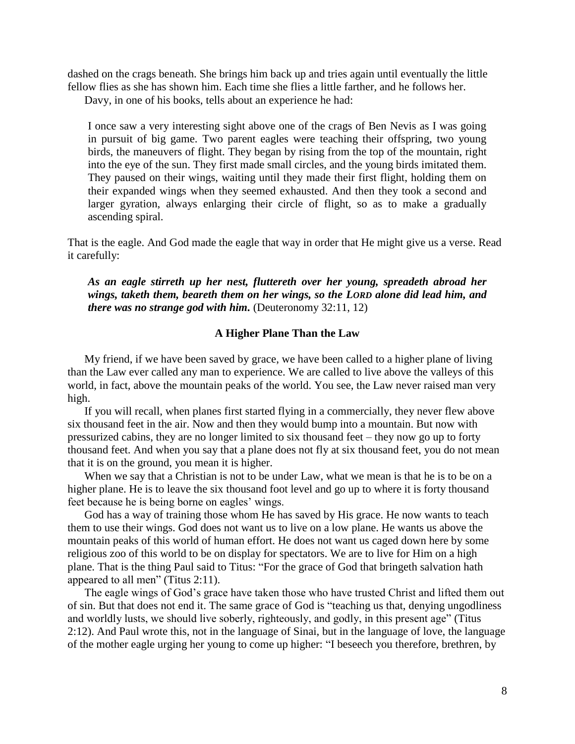dashed on the crags beneath. She brings him back up and tries again until eventually the little fellow flies as she has shown him. Each time she flies a little farther, and he follows her.

Davy, in one of his books, tells about an experience he had:

> I once saw a very interesting sight above one of the crags of Ben Nevis as I was going in pursuit of big game. Two parent eagles were teaching their offspring, two young birds, the maneuvers of flight. They began by rising from the top of the mountain, right into the eye of the sun. They first made small circles, and the young birds imitated them. They paused on their wings, waiting until they made their first flight, holding them on their expanded wings when they seemed exhausted. And then they took a second and larger gyration, always enlarging their circle of flight, so as to make a gradually ascending spiral.

That is the eagle. And God made the eagle that way in order that He might give us a verse. Read it carefully:

> ***As an eagle stirreth up her nest, fluttereth over her young, spreadeth abroad her wings, taketh them, beareth them on her wings, so the LORD alone did lead him, and there was no strange god with him.*** (Deuteronomy 32:11, 12)

### A Higher Plane Than the Law

My friend, if we have been saved by grace, we have been called to a higher plane of living than the Law ever called any man to experience. We are called to live above the valleys of this world, in fact, above the mountain peaks of the world. You see, the Law never raised man very high.

If you will recall, when planes first started flying in a commercially, they never flew above six thousand feet in the air. Now and then they would bump into a mountain. But now with pressurized cabins, they are no longer limited to six thousand feet – they now go up to forty thousand feet. And when you say that a plane does not fly at six thousand feet, you do not mean that it is on the ground, you mean it is higher.

When we say that a Christian is not to be under Law, what we mean is that he is to be on a higher plane. He is to leave the six thousand foot level and go up to where it is forty thousand feet because he is being borne on eagles' wings.

God has a way of training those whom He has saved by His grace. He now wants to teach them to use their wings. God does not want us to live on a low plane. He wants us above the mountain peaks of this world of human effort. He does not want us caged down here by some religious zoo of this world to be on display for spectators. We are to live for Him on a high plane. That is the thing Paul said to Titus: "For the grace of God that bringeth salvation hath appeared to all men" (Titus 2:11).

The eagle wings of God's grace have taken those who have trusted Christ and lifted them out of sin. But that does not end it. The same grace of God is "teaching us that, denying ungodliness and worldly lusts, we should live soberly, righteously, and godly, in this present age" (Titus 2:12). And Paul wrote this, not in the language of Sinai, but in the language of love, the language of the mother eagle urging her young to come up higher: "I beseech you therefore, brethren, by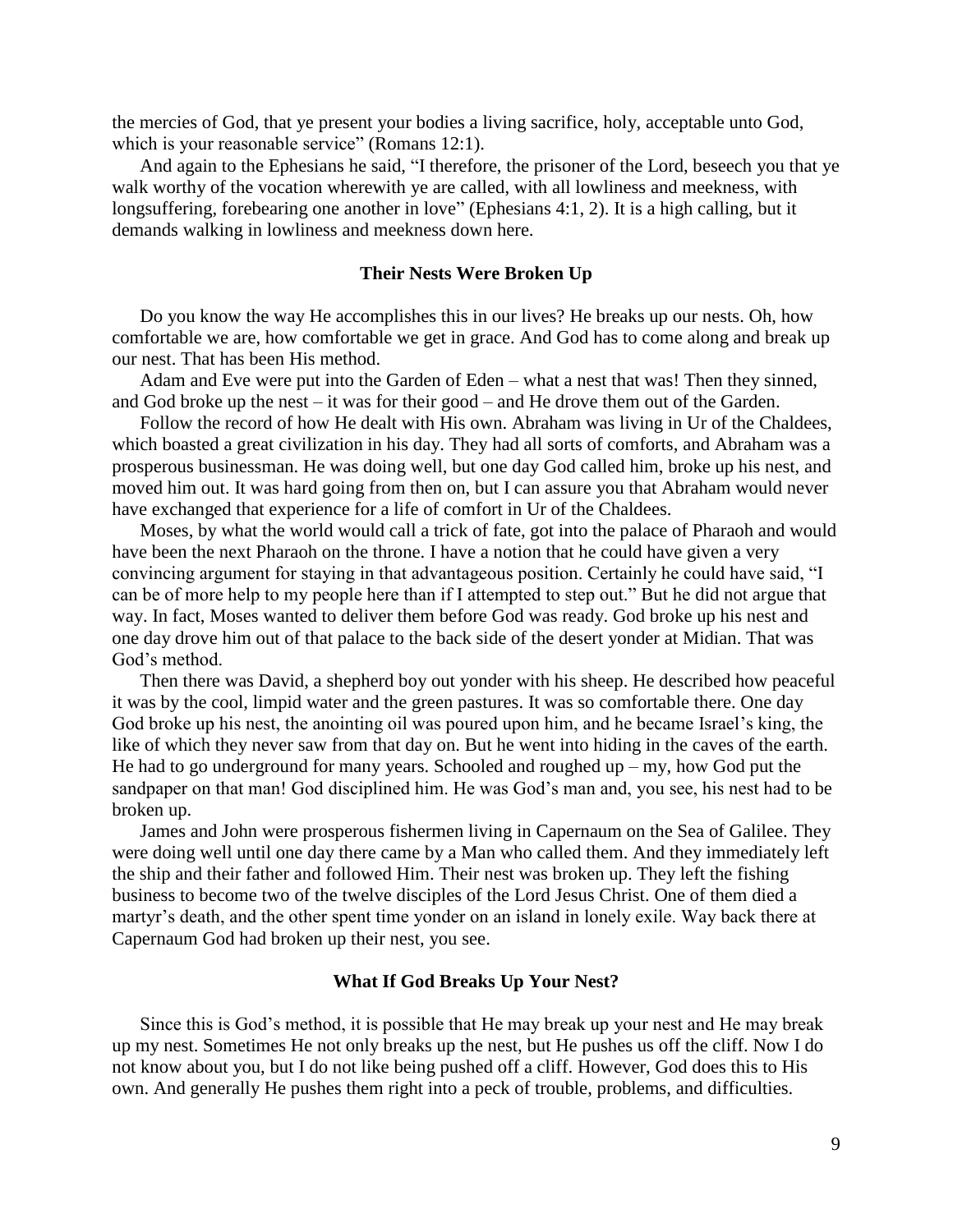the mercies of God, that ye present your bodies a living sacrifice, holy, acceptable unto God, which is your reasonable service" (Romans 12:1).

And again to the Ephesians he said, "I therefore, the prisoner of the Lord, beseech you that ye walk worthy of the vocation wherewith ye are called, with all lowliness and meekness, with longsuffering, forebearing one another in love" (Ephesians 4:1, 2). It is a high calling, but it demands walking in lowliness and meekness down here.

### Their Nests Were Broken Up

Do you know the way He accomplishes this in our lives? He breaks up our nests. Oh, how comfortable we are, how comfortable we get in grace. And God has to come along and break up our nest. That has been His method.

Adam and Eve were put into the Garden of Eden – what a nest that was! Then they sinned, and God broke up the nest – it was for their good – and He drove them out of the Garden.

Follow the record of how He dealt with His own. Abraham was living in Ur of the Chaldees, which boasted a great civilization in his day. They had all sorts of comforts, and Abraham was a prosperous businessman. He was doing well, but one day God called him, broke up his nest, and moved him out. It was hard going from then on, but I can assure you that Abraham would never have exchanged that experience for a life of comfort in Ur of the Chaldees.

Moses, by what the world would call a trick of fate, got into the palace of Pharaoh and would have been the next Pharaoh on the throne. I have a notion that he could have given a very convincing argument for staying in that advantageous position. Certainly he could have said, "I can be of more help to my people here than if I attempted to step out." But he did not argue that way. In fact, Moses wanted to deliver them before God was ready. God broke up his nest and one day drove him out of that palace to the back side of the desert yonder at Midian. That was God's method.

Then there was David, a shepherd boy out yonder with his sheep. He described how peaceful it was by the cool, limpid water and the green pastures. It was so comfortable there. One day God broke up his nest, the anointing oil was poured upon him, and he became Israel's king, the like of which they never saw from that day on. But he went into hiding in the caves of the earth. He had to go underground for many years. Schooled and roughed up – my, how God put the sandpaper on that man! God disciplined him. He was God's man and, you see, his nest had to be broken up.

James and John were prosperous fishermen living in Capernaum on the Sea of Galilee. They were doing well until one day there came by a Man who called them. And they immediately left the ship and their father and followed Him. Their nest was broken up. They left the fishing business to become two of the twelve disciples of the Lord Jesus Christ. One of them died a martyr's death, and the other spent time yonder on an island in lonely exile. Way back there at Capernaum God had broken up their nest, you see.

### What If God Breaks Up Your Nest?

Since this is God's method, it is possible that He may break up your nest and He may break up my nest. Sometimes He not only breaks up the nest, but He pushes us off the cliff. Now I do not know about you, but I do not like being pushed off a cliff. However, God does this to His own. And generally He pushes them right into a peck of trouble, problems, and difficulties.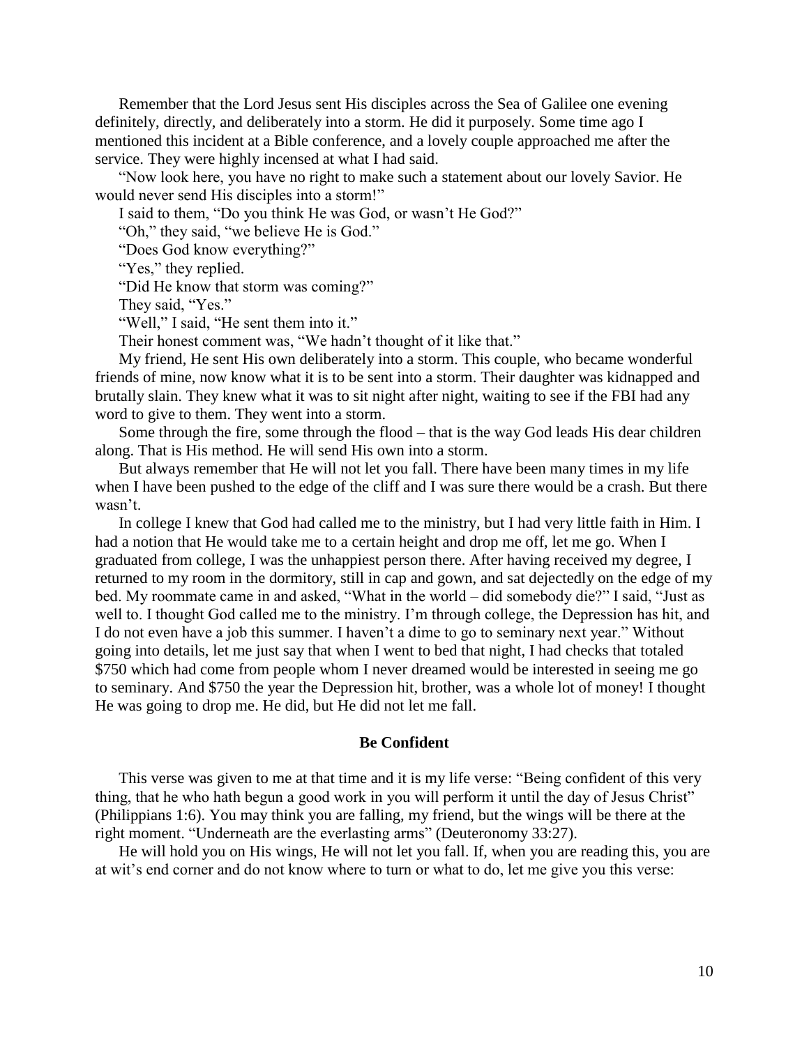Remember that the Lord Jesus sent His disciples across the Sea of Galilee one evening definitely, directly, and deliberately into a storm. He did it purposely. Some time ago I mentioned this incident at a Bible conference, and a lovely couple approached me after the service. They were highly incensed at what I had said.

"Now look here, you have no right to make such a statement about our lovely Savior. He would never send His disciples into a storm!"

I said to them, "Do you think He was God, or wasn't He God?"

"Oh," they said, "we believe He is God."

"Does God know everything?"

"Yes," they replied.

"Did He know that storm was coming?"

They said, "Yes."

"Well," I said, "He sent them into it."

Their honest comment was, "We hadn't thought of it like that."

My friend, He sent His own deliberately into a storm. This couple, who became wonderful friends of mine, now know what it is to be sent into a storm. Their daughter was kidnapped and brutally slain. They knew what it was to sit night after night, waiting to see if the FBI had any word to give to them. They went into a storm.

Some through the fire, some through the flood – that is the way God leads His dear children along. That is His method. He will send His own into a storm.

But always remember that He will not let you fall. There have been many times in my life when I have been pushed to the edge of the cliff and I was sure there would be a crash. But there wasn't.

In college I knew that God had called me to the ministry, but I had very little faith in Him. I had a notion that He would take me to a certain height and drop me off, let me go. When I graduated from college, I was the unhappiest person there. After having received my degree, I returned to my room in the dormitory, still in cap and gown, and sat dejectedly on the edge of my bed. My roommate came in and asked, "What in the world – did somebody die?" I said, "Just as well to. I thought God called me to the ministry. I'm through college, the Depression has hit, and I do not even have a job this summer. I haven't a dime to go to seminary next year." Without going into details, let me just say that when I went to bed that night, I had checks that totaled \$750 which had come from people whom I never dreamed would be interested in seeing me go to seminary. And \$750 the year the Depression hit, brother, was a whole lot of money! I thought He was going to drop me. He did, but He did not let me fall.

**Be Confident**

This verse was given to me at that time and it is my life verse: "Being confident of this very thing, that he who hath begun a good work in you will perform it until the day of Jesus Christ" (Philippians 1:6). You may think you are falling, my friend, but the wings will be there at the right moment. "Underneath are the everlasting arms" (Deuteronomy 33:27).

He will hold you on His wings, He will not let you fall. If, when you are reading this, you are at wit's end corner and do not know where to turn or what to do, let me give you this verse: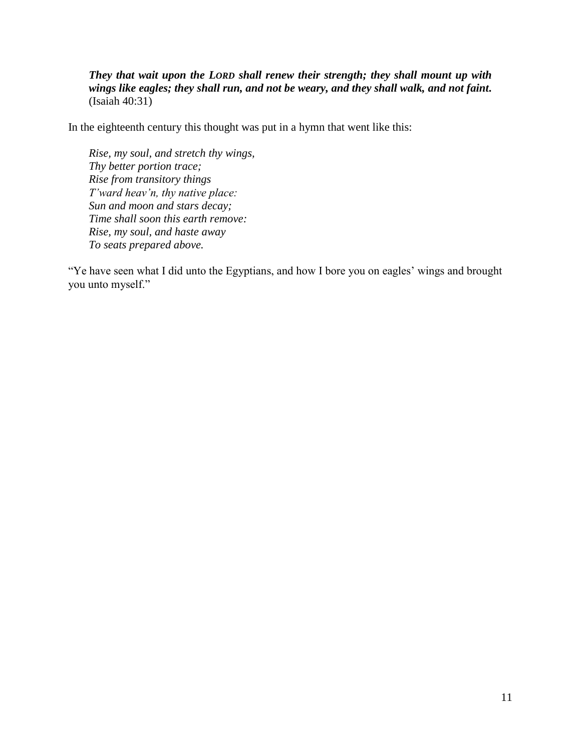> ***They that wait upon the LORD shall renew their strength; they shall mount up with wings like eagles; they shall run, and not be weary, and they shall walk, and not faint.*** (Isaiah 40:31)

In the eighteenth century this thought was put in a hymn that went like this:

> *Rise, my soul, and stretch thy wings,*
> *Thy better portion trace;*
> *Rise from transitory things*
> *T'ward heav'n, thy native place:*
> *Sun and moon and stars decay;*
> *Time shall soon this earth remove:*
> *Rise, my soul, and haste away*
> *To seats prepared above.*

"Ye have seen what I did unto the Egyptians, and how I bore you on eagles' wings and brought you unto myself."